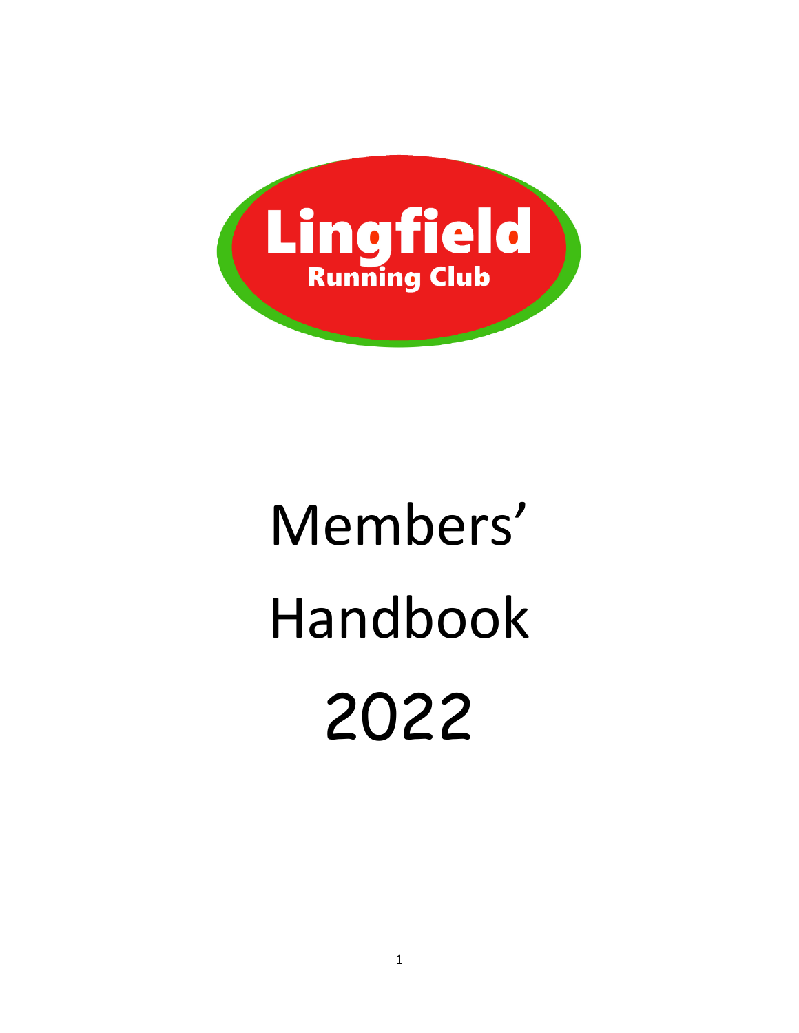Lingfield Running Club

# Members' Handbook 2022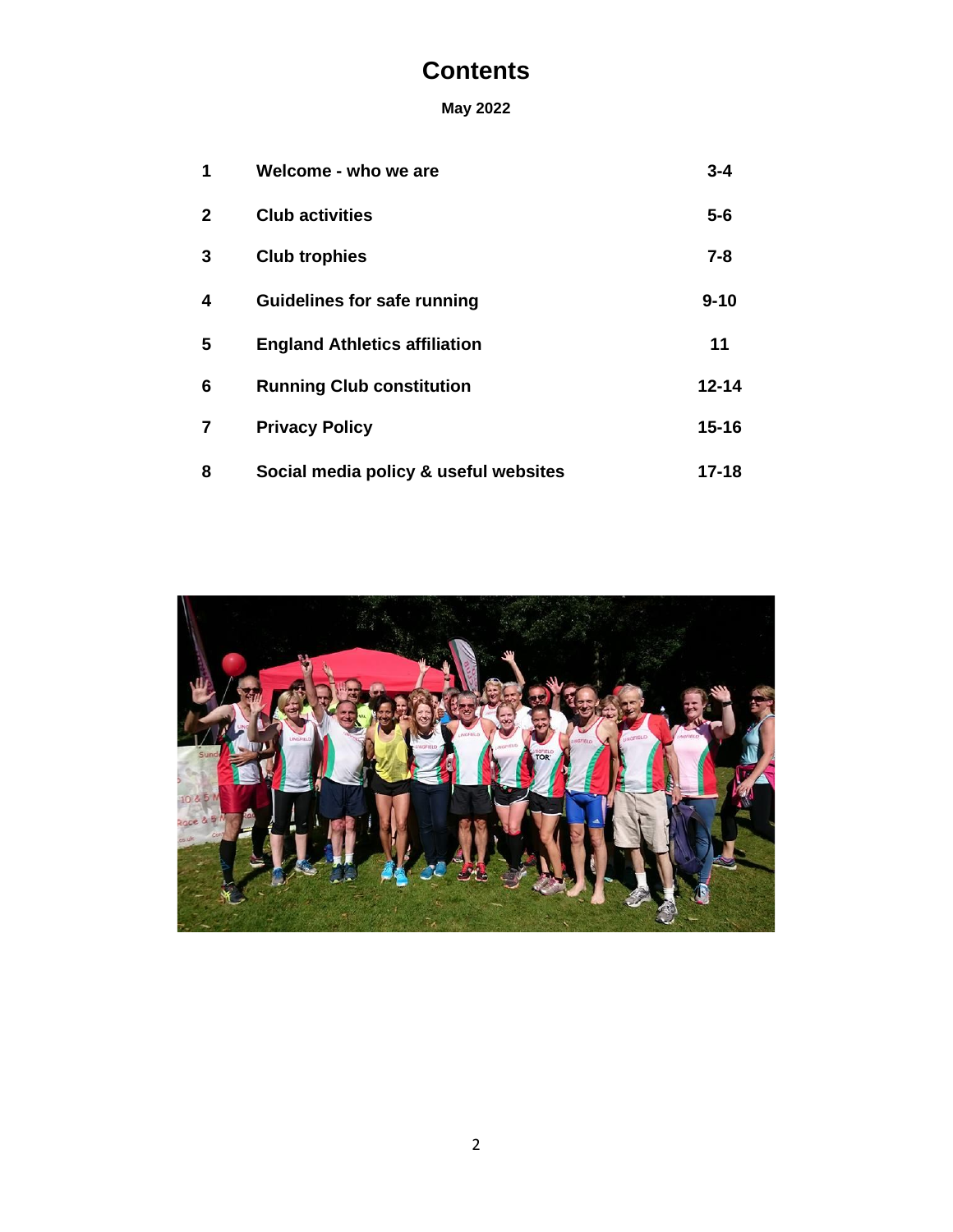# Contents

**May 2022**

| | | |
|---|---|---|
| **1** | **Welcome - who we are** | **3-4** |
| **2** | **Club activities** | **5-6** |
| **3** | **Club trophies** | **7-8** |
| **4** | **Guidelines for safe running** | **9-10** |
| **5** | **England Athletics affiliation** | **11** |
| **6** | **Running Club constitution** | **12-14** |
| **7** | **Privacy Policy** | **15-16** |
| **8** | **Social media policy & useful websites** | **17-18** |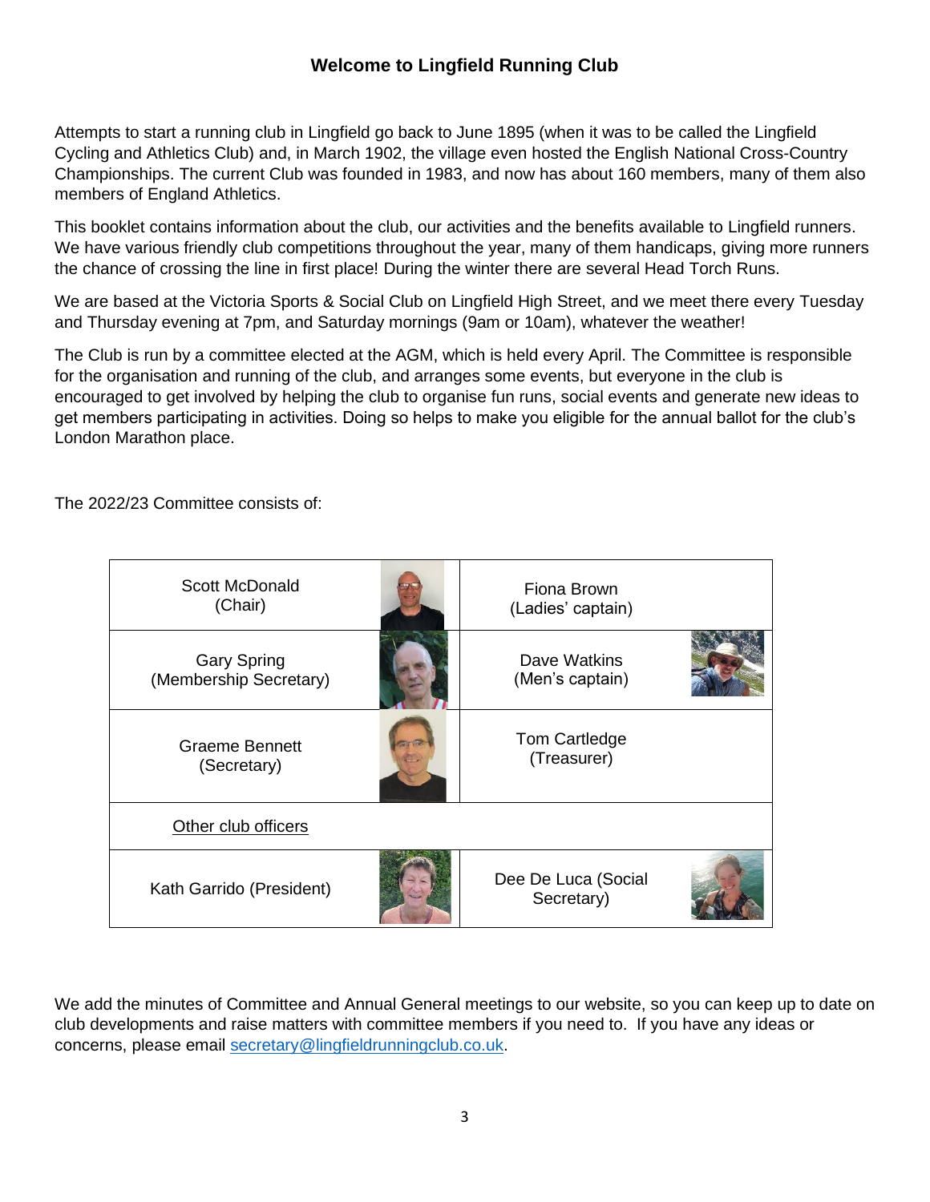# Welcome to Lingfield Running Club

Attempts to start a running club in Lingfield go back to June 1895 (when it was to be called the Lingfield Cycling and Athletics Club) and, in March 1902, the village even hosted the English National Cross-Country Championships. The current Club was founded in 1983, and now has about 160 members, many of them also members of England Athletics.

This booklet contains information about the club, our activities and the benefits available to Lingfield runners. We have various friendly club competitions throughout the year, many of them handicaps, giving more runners the chance of crossing the line in first place! During the winter there are several Head Torch Runs.

We are based at the Victoria Sports & Social Club on Lingfield High Street, and we meet there every Tuesday and Thursday evening at 7pm, and Saturday mornings (9am or 10am), whatever the weather!

The Club is run by a committee elected at the AGM, which is held every April. The Committee is responsible for the organisation and running of the club, and arranges some events, but everyone in the club is encouraged to get involved by helping the club to organise fun runs, social events and generate new ideas to get members participating in activities. Doing so helps to make you eligible for the annual ballot for the club's London Marathon place.

The 2022/23 Committee consists of:

| | |
|---|---|
| Scott McDonald (Chair) | Fiona Brown (Ladies' captain) |
| Gary Spring (Membership Secretary) | Dave Watkins (Men's captain) |
| Graeme Bennett (Secretary) | Tom Cartledge (Treasurer) |
| Other club officers | |
| Kath Garrido (President) | Dee De Luca (Social Secretary) |

We add the minutes of Committee and Annual General meetings to our website, so you can keep up to date on club developments and raise matters with committee members if you need to. If you have any ideas or concerns, please email secretary@lingfieldrunningclub.co.uk.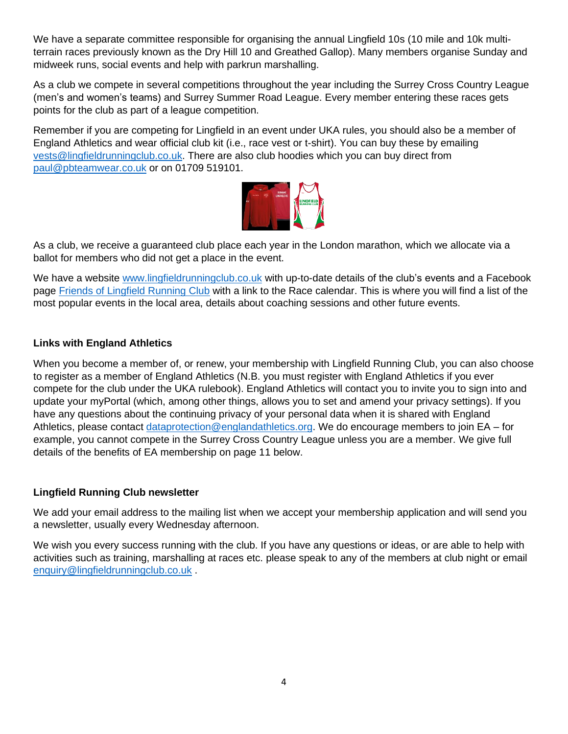We have a separate committee responsible for organising the annual Lingfield 10s (10 mile and 10k multi-terrain races previously known as the Dry Hill 10 and Greathed Gallop). Many members organise Sunday and midweek runs, social events and help with parkrun marshalling.

As a club we compete in several competitions throughout the year including the Surrey Cross Country League (men's and women's teams) and Surrey Summer Road League. Every member entering these races gets points for the club as part of a league competition.

Remember if you are competing for Lingfield in an event under UKA rules, you should also be a member of England Athletics and wear official club kit (i.e., race vest or t-shirt). You can buy these by emailing [vests@lingfieldrunningclub.co.uk](mailto:vests@lingfieldrunningclub.co.uk). There are also club hoodies which you can buy direct from [paul@pbteamwear.co.uk](mailto:paul@pbteamwear.co.uk) or on 01709 519101.

As a club, we receive a guaranteed club place each year in the London marathon, which we allocate via a ballot for members who did not get a place in the event.

We have a website [www.lingfieldrunningclub.co.uk](http://www.lingfieldrunningclub.co.uk) with up-to-date details of the club's events and a Facebook page Friends of Lingfield Running Club with a link to the Race calendar. This is where you will find a list of the most popular events in the local area, details about coaching sessions and other future events.

**Links with England Athletics**

When you become a member of, or renew, your membership with Lingfield Running Club, you can also choose to register as a member of England Athletics (N.B. you must register with England Athletics if you ever compete for the club under the UKA rulebook). England Athletics will contact you to invite you to sign into and update your myPortal (which, among other things, allows you to set and amend your privacy settings). If you have any questions about the continuing privacy of your personal data when it is shared with England Athletics, please contact [dataprotection@englandathletics.org](mailto:dataprotection@englandathletics.org). We do encourage members to join EA – for example, you cannot compete in the Surrey Cross Country League unless you are a member. We give full details of the benefits of EA membership on page 11 below.

**Lingfield Running Club newsletter**

We add your email address to the mailing list when we accept your membership application and will send you a newsletter, usually every Wednesday afternoon.

We wish you every success running with the club. If you have any questions or ideas, or are able to help with activities such as training, marshalling at races etc. please speak to any of the members at club night or email [enquiry@lingfieldrunningclub.co.uk](mailto:enquiry@lingfieldrunningclub.co.uk) .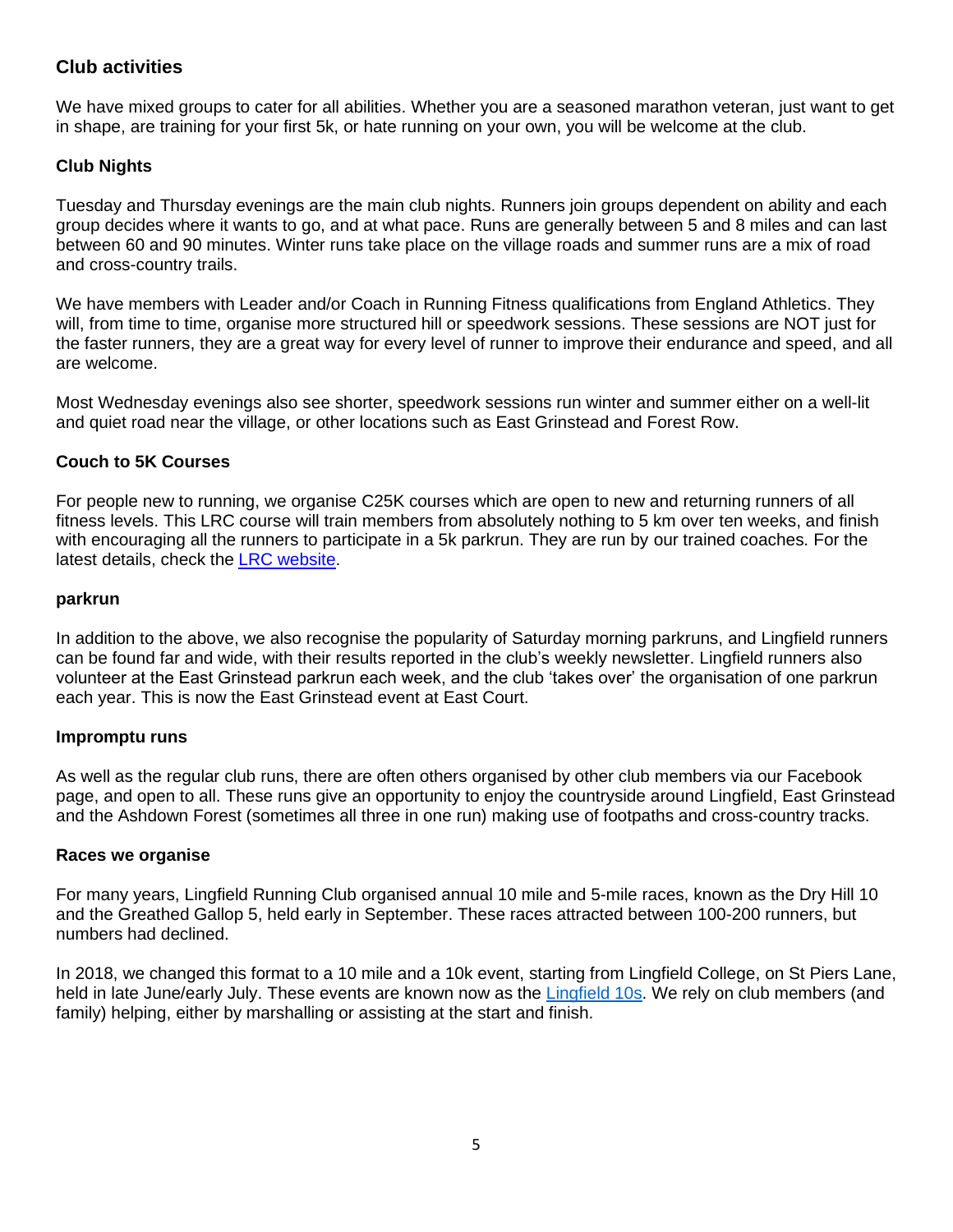## Club activities

We have mixed groups to cater for all abilities. Whether you are a seasoned marathon veteran, just want to get in shape, are training for your first 5k, or hate running on your own, you will be welcome at the club.

### Club Nights

Tuesday and Thursday evenings are the main club nights. Runners join groups dependent on ability and each group decides where it wants to go, and at what pace. Runs are generally between 5 and 8 miles and can last between 60 and 90 minutes. Winter runs take place on the village roads and summer runs are a mix of road and cross-country trails.

We have members with Leader and/or Coach in Running Fitness qualifications from England Athletics. They will, from time to time, organise more structured hill or speedwork sessions. These sessions are NOT just for the faster runners, they are a great way for every level of runner to improve their endurance and speed, and all are welcome.

Most Wednesday evenings also see shorter, speedwork sessions run winter and summer either on a well-lit and quiet road near the village, or other locations such as East Grinstead and Forest Row.

### Couch to 5K Courses

For people new to running, we organise C25K courses which are open to new and returning runners of all fitness levels. This LRC course will train members from absolutely nothing to 5 km over ten weeks, and finish with encouraging all the runners to participate in a 5k parkrun. They are run by our trained coaches. For the latest details, check the LRC website.

### parkrun

In addition to the above, we also recognise the popularity of Saturday morning parkruns, and Lingfield runners can be found far and wide, with their results reported in the club's weekly newsletter. Lingfield runners also volunteer at the East Grinstead parkrun each week, and the club 'takes over' the organisation of one parkrun each year. This is now the East Grinstead event at East Court.

### Impromptu runs

As well as the regular club runs, there are often others organised by other club members via our Facebook page, and open to all. These runs give an opportunity to enjoy the countryside around Lingfield, East Grinstead and the Ashdown Forest (sometimes all three in one run) making use of footpaths and cross-country tracks.

### Races we organise

For many years, Lingfield Running Club organised annual 10 mile and 5-mile races, known as the Dry Hill 10 and the Greathed Gallop 5, held early in September. These races attracted between 100-200 runners, but numbers had declined.

In 2018, we changed this format to a 10 mile and a 10k event, starting from Lingfield College, on St Piers Lane, held in late June/early July. These events are known now as the Lingfield 10s. We rely on club members (and family) helping, either by marshalling or assisting at the start and finish.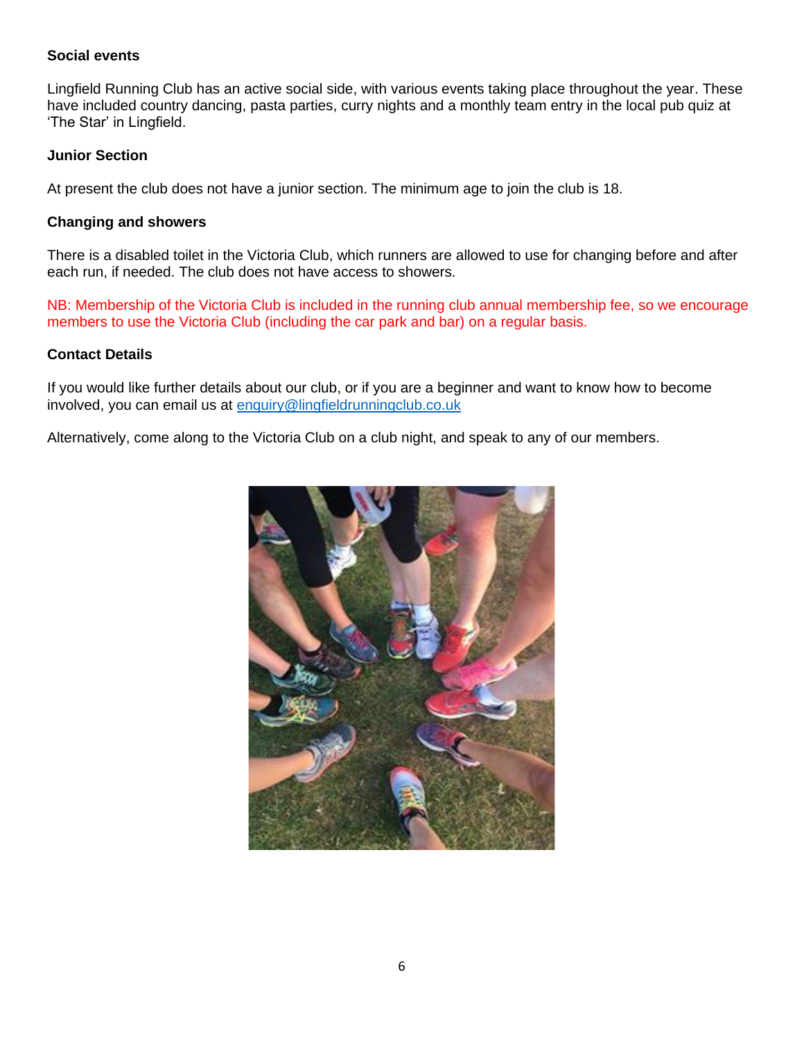**Social events**

Lingfield Running Club has an active social side, with various events taking place throughout the year. These have included country dancing, pasta parties, curry nights and a monthly team entry in the local pub quiz at 'The Star' in Lingfield.

**Junior Section**

At present the club does not have a junior section. The minimum age to join the club is 18.

**Changing and showers**

There is a disabled toilet in the Victoria Club, which runners are allowed to use for changing before and after each run, if needed. The club does not have access to showers.

NB: Membership of the Victoria Club is included in the running club annual membership fee, so we encourage members to use the Victoria Club (including the car park and bar) on a regular basis.

**Contact Details**

If you would like further details about our club, or if you are a beginner and want to know how to become involved, you can email us at enquiry@lingfieldrunningclub.co.uk

Alternatively, come along to the Victoria Club on a club night, and speak to any of our members.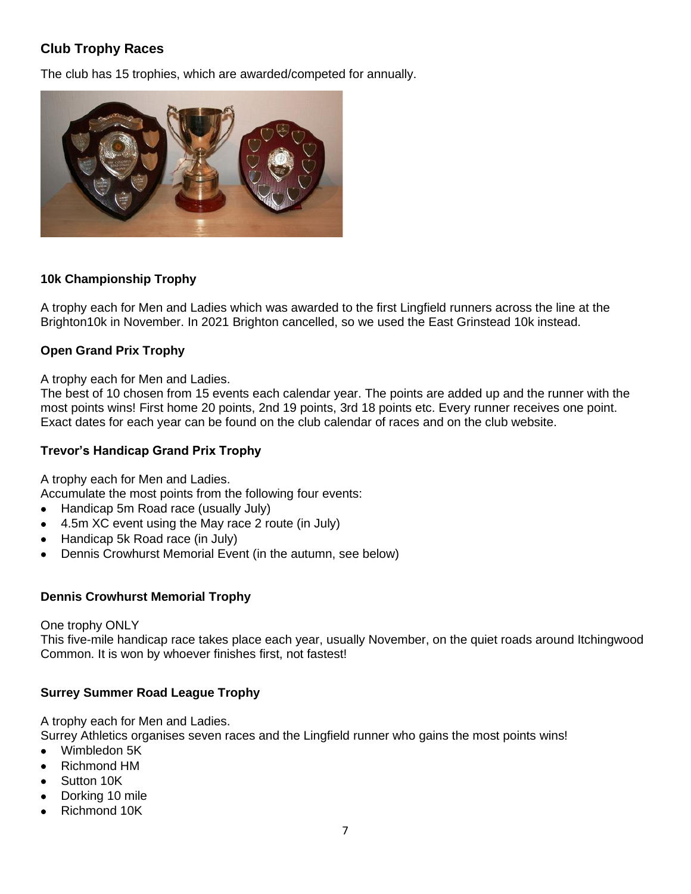## Club Trophy Races

The club has 15 trophies, which are awarded/competed for annually.

### 10k Championship Trophy

A trophy each for Men and Ladies which was awarded to the first Lingfield runners across the line at the Brighton10k in November. In 2021 Brighton cancelled, so we used the East Grinstead 10k instead.

### Open Grand Prix Trophy

A trophy each for Men and Ladies.
The best of 10 chosen from 15 events each calendar year. The points are added up and the runner with the most points wins! First home 20 points, 2nd 19 points, 3rd 18 points etc. Every runner receives one point. Exact dates for each year can be found on the club calendar of races and on the club website.

### Trevor's Handicap Grand Prix Trophy

A trophy each for Men and Ladies.
Accumulate the most points from the following four events:

- Handicap 5m Road race (usually July)
- 4.5m XC event using the May race 2 route (in July)
- Handicap 5k Road race (in July)
- Dennis Crowhurst Memorial Event (in the autumn, see below)

### Dennis Crowhurst Memorial Trophy

One trophy ONLY
This five-mile handicap race takes place each year, usually November, on the quiet roads around Itchingwood Common. It is won by whoever finishes first, not fastest!

### Surrey Summer Road League Trophy

A trophy each for Men and Ladies.
Surrey Athletics organises seven races and the Lingfield runner who gains the most points wins!

- Wimbledon 5K
- Richmond HM
- Sutton 10K
- Dorking 10 mile
- Richmond 10K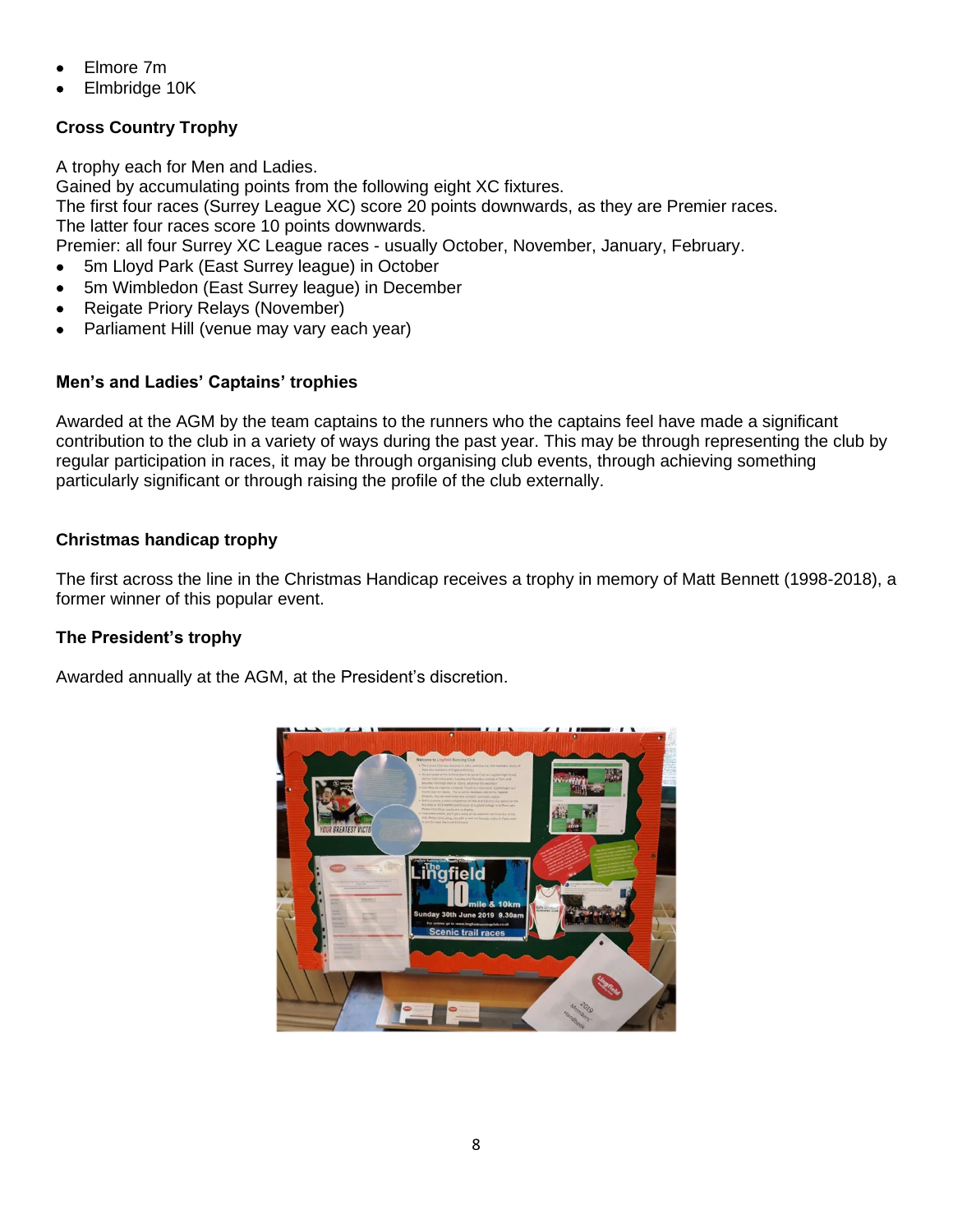- Elmore 7m
- Elmbridge 10K

**Cross Country Trophy**

A trophy each for Men and Ladies.
Gained by accumulating points from the following eight XC fixtures.
The first four races (Surrey League XC) score 20 points downwards, as they are Premier races.
The latter four races score 10 points downwards.
Premier: all four Surrey XC League races - usually October, November, January, February.

- 5m Lloyd Park (East Surrey league) in October
- 5m Wimbledon (East Surrey league) in December
- Reigate Priory Relays (November)
- Parliament Hill (venue may vary each year)

**Men's and Ladies' Captains' trophies**

Awarded at the AGM by the team captains to the runners who the captains feel have made a significant contribution to the club in a variety of ways during the past year. This may be through representing the club by regular participation in races, it may be through organising club events, through achieving something particularly significant or through raising the profile of the club externally.

**Christmas handicap trophy**

The first across the line in the Christmas Handicap receives a trophy in memory of Matt Bennett (1998-2018), a former winner of this popular event.

**The President's trophy**

Awarded annually at the AGM, at the President's discretion.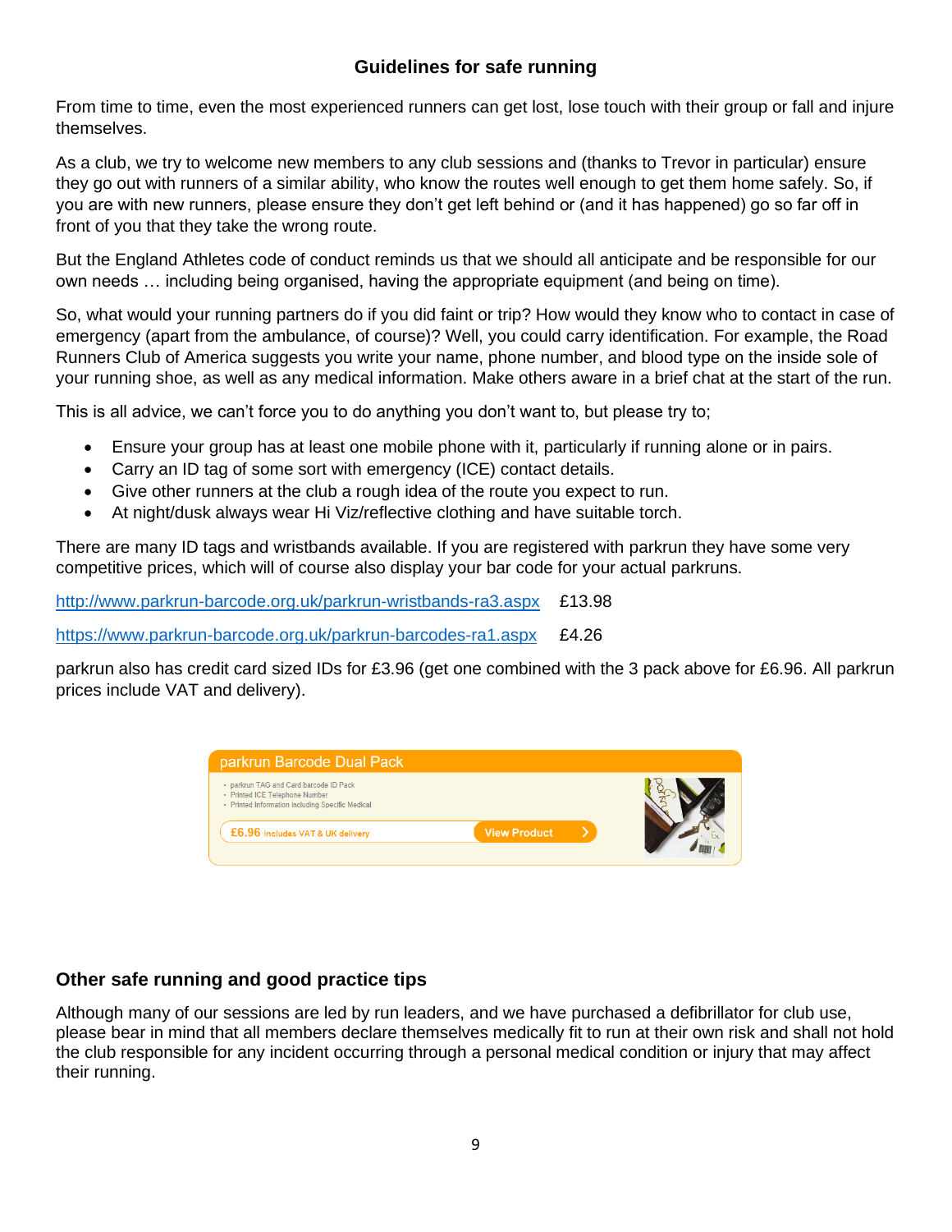## Guidelines for safe running

From time to time, even the most experienced runners can get lost, lose touch with their group or fall and injure themselves.

As a club, we try to welcome new members to any club sessions and (thanks to Trevor in particular) ensure they go out with runners of a similar ability, who know the routes well enough to get them home safely. So, if you are with new runners, please ensure they don't get left behind or (and it has happened) go so far off in front of you that they take the wrong route.

But the England Athletes code of conduct reminds us that we should all anticipate and be responsible for our own needs … including being organised, having the appropriate equipment (and being on time).

So, what would your running partners do if you did faint or trip? How would they know who to contact in case of emergency (apart from the ambulance, of course)? Well, you could carry identification. For example, the Road Runners Club of America suggests you write your name, phone number, and blood type on the inside sole of your running shoe, as well as any medical information. Make others aware in a brief chat at the start of the run.

This is all advice, we can't force you to do anything you don't want to, but please try to;

- Ensure your group has at least one mobile phone with it, particularly if running alone or in pairs.
- Carry an ID tag of some sort with emergency (ICE) contact details.
- Give other runners at the club a rough idea of the route you expect to run.
- At night/dusk always wear Hi Viz/reflective clothing and have suitable torch.

There are many ID tags and wristbands available. If you are registered with parkrun they have some very competitive prices, which will of course also display your bar code for your actual parkruns.

[http://www.parkrun-barcode.org.uk/parkrun-wristbands-ra3.aspx](http://www.parkrun-barcode.org.uk/parkrun-wristbands-ra3.aspx) £13.98

[https://www.parkrun-barcode.org.uk/parkrun-barcodes-ra1.aspx](https://www.parkrun-barcode.org.uk/parkrun-barcodes-ra1.aspx) £4.26

parkrun also has credit card sized IDs for £3.96 (get one combined with the 3 pack above for £6.96. All parkrun prices include VAT and delivery).

parkrun Barcode Dual Pack

- parkrun TAG and Card barcode ID Pack
- Printed ICE Telephone Number
- Printed Information including Specific Medical

£6.96 includes VAT & UK delivery — View Product

## Other safe running and good practice tips

Although many of our sessions are led by run leaders, and we have purchased a defibrillator for club use, please bear in mind that all members declare themselves medically fit to run at their own risk and shall not hold the club responsible for any incident occurring through a personal medical condition or injury that may affect their running.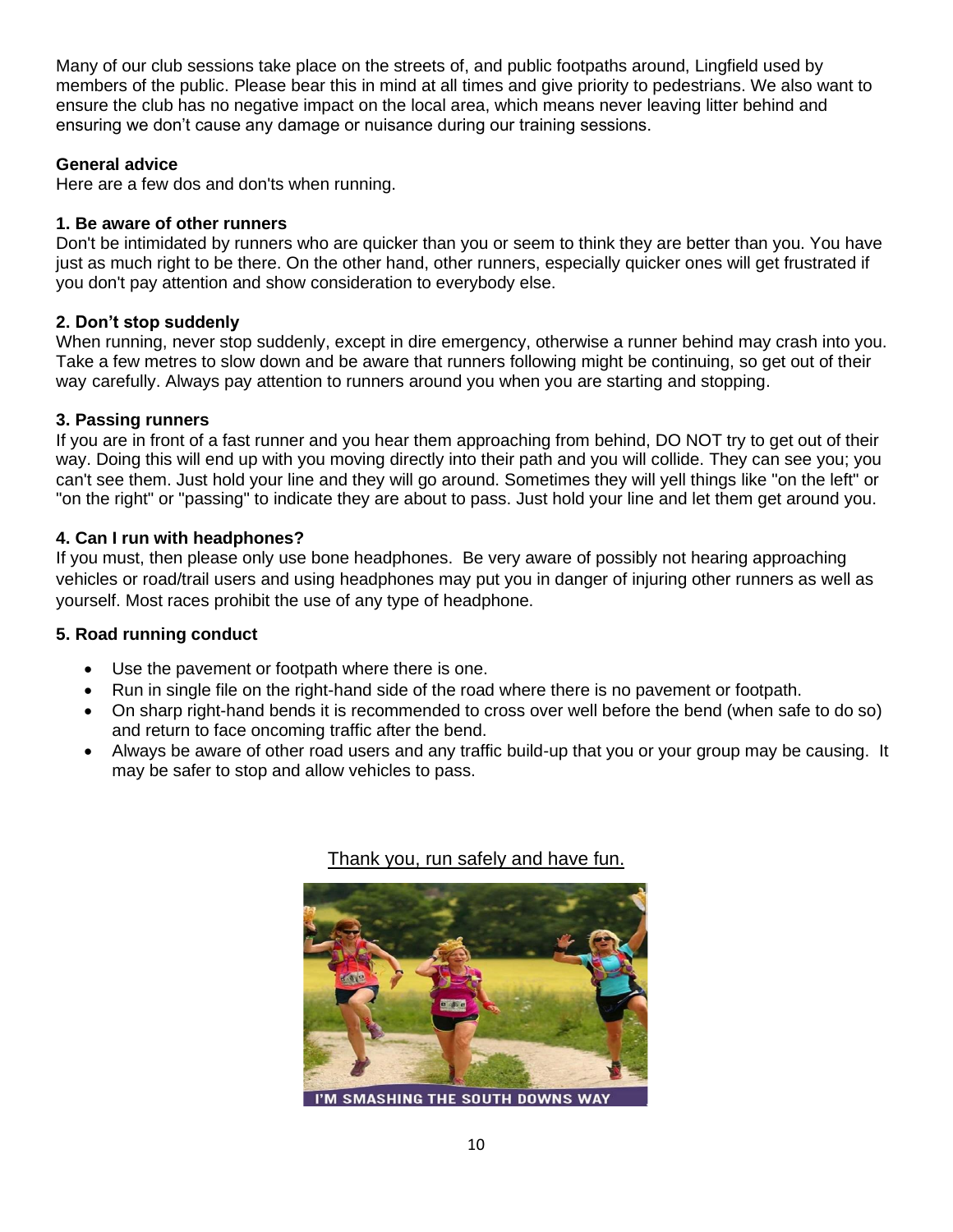Many of our club sessions take place on the streets of, and public footpaths around, Lingfield used by members of the public. Please bear this in mind at all times and give priority to pedestrians. We also want to ensure the club has no negative impact on the local area, which means never leaving litter behind and ensuring we don't cause any damage or nuisance during our training sessions.

**General advice**

Here are a few dos and don'ts when running.

**1. Be aware of other runners**

Don't be intimidated by runners who are quicker than you or seem to think they are better than you. You have just as much right to be there. On the other hand, other runners, especially quicker ones will get frustrated if you don't pay attention and show consideration to everybody else.

**2. Don't stop suddenly**

When running, never stop suddenly, except in dire emergency, otherwise a runner behind may crash into you. Take a few metres to slow down and be aware that runners following might be continuing, so get out of their way carefully. Always pay attention to runners around you when you are starting and stopping.

**3. Passing runners**

If you are in front of a fast runner and you hear them approaching from behind, DO NOT try to get out of their way. Doing this will end up with you moving directly into their path and you will collide. They can see you; you can't see them. Just hold your line and they will go around. Sometimes they will yell things like "on the left" or "on the right" or "passing" to indicate they are about to pass. Just hold your line and let them get around you.

**4. Can I run with headphones?**

If you must, then please only use bone headphones. Be very aware of possibly not hearing approaching vehicles or road/trail users and using headphones may put you in danger of injuring other runners as well as yourself. Most races prohibit the use of any type of headphone.

**5. Road running conduct**

- Use the pavement or footpath where there is one.
- Run in single file on the right-hand side of the road where there is no pavement or footpath.
- On sharp right-hand bends it is recommended to cross over well before the bend (when safe to do so) and return to face oncoming traffic after the bend.
- Always be aware of other road users and any traffic build-up that you or your group may be causing. It may be safer to stop and allow vehicles to pass.

Thank you, run safely and have fun.

I'M SMASHING THE SOUTH DOWNS WAY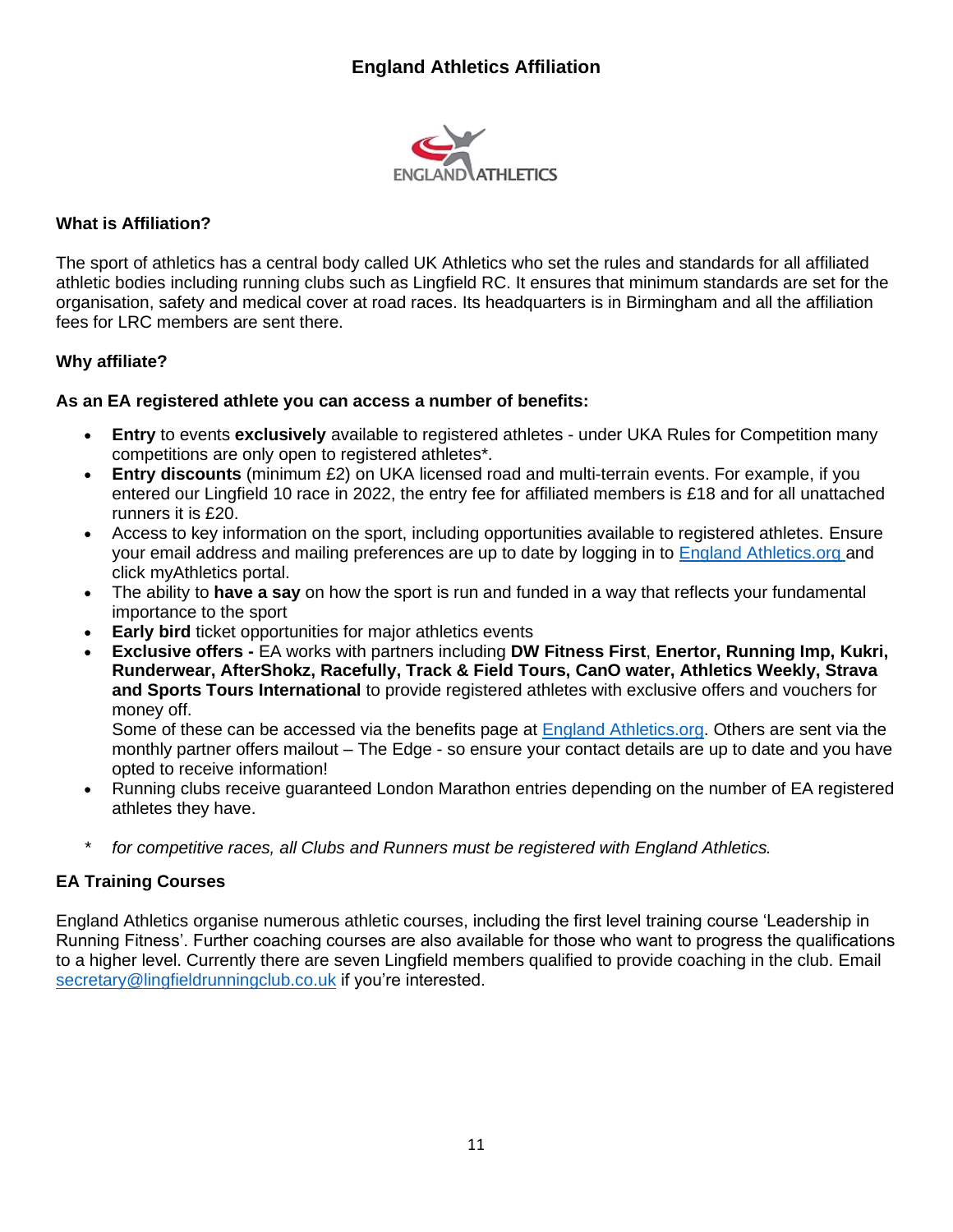# England Athletics Affiliation

### What is Affiliation?

The sport of athletics has a central body called UK Athletics who set the rules and standards for all affiliated athletic bodies including running clubs such as Lingfield RC. It ensures that minimum standards are set for the organisation, safety and medical cover at road races. Its headquarters is in Birmingham and all the affiliation fees for LRC members are sent there.

### Why affiliate?

**As an EA registered athlete you can access a number of benefits:**

- **Entry** to events **exclusively** available to registered athletes - under UKA Rules for Competition many competitions are only open to registered athletes*.
- **Entry discounts** (minimum £2) on UKA licensed road and multi-terrain events. For example, if you entered our Lingfield 10 race in 2022, the entry fee for affiliated members is £18 and for all unattached runners it is £20.
- Access to key information on the sport, including opportunities available to registered athletes. Ensure your email address and mailing preferences are up to date by logging in to [England Athletics.org](England Athletics.org) and click myAthletics portal.
- The ability to **have a say** on how the sport is run and funded in a way that reflects your fundamental importance to the sport
- **Early bird** ticket opportunities for major athletics events
- **Exclusive offers -** EA works with partners including **DW Fitness First**, **Enertor, Running Imp, Kukri, Runderwear, AfterShokz, Racefully, Track & Field Tours, CanO water, Athletics Weekly, Strava and Sports Tours International** to provide registered athletes with exclusive offers and vouchers for money off.
  Some of these can be accessed via the benefits page at [England Athletics.org](England Athletics.org). Others are sent via the monthly partner offers mailout – The Edge - so ensure your contact details are up to date and you have opted to receive information!
- Running clubs receive guaranteed London Marathon entries depending on the number of EA registered athletes they have.

\* *for competitive races, all Clubs and Runners must be registered with England Athletics.*

### EA Training Courses

England Athletics organise numerous athletic courses, including the first level training course 'Leadership in Running Fitness'. Further coaching courses are also available for those who want to progress the qualifications to a higher level. Currently there are seven Lingfield members qualified to provide coaching in the club. Email [secretary@lingfieldrunningclub.co.uk](mailto:secretary@lingfieldrunningclub.co.uk) if you're interested.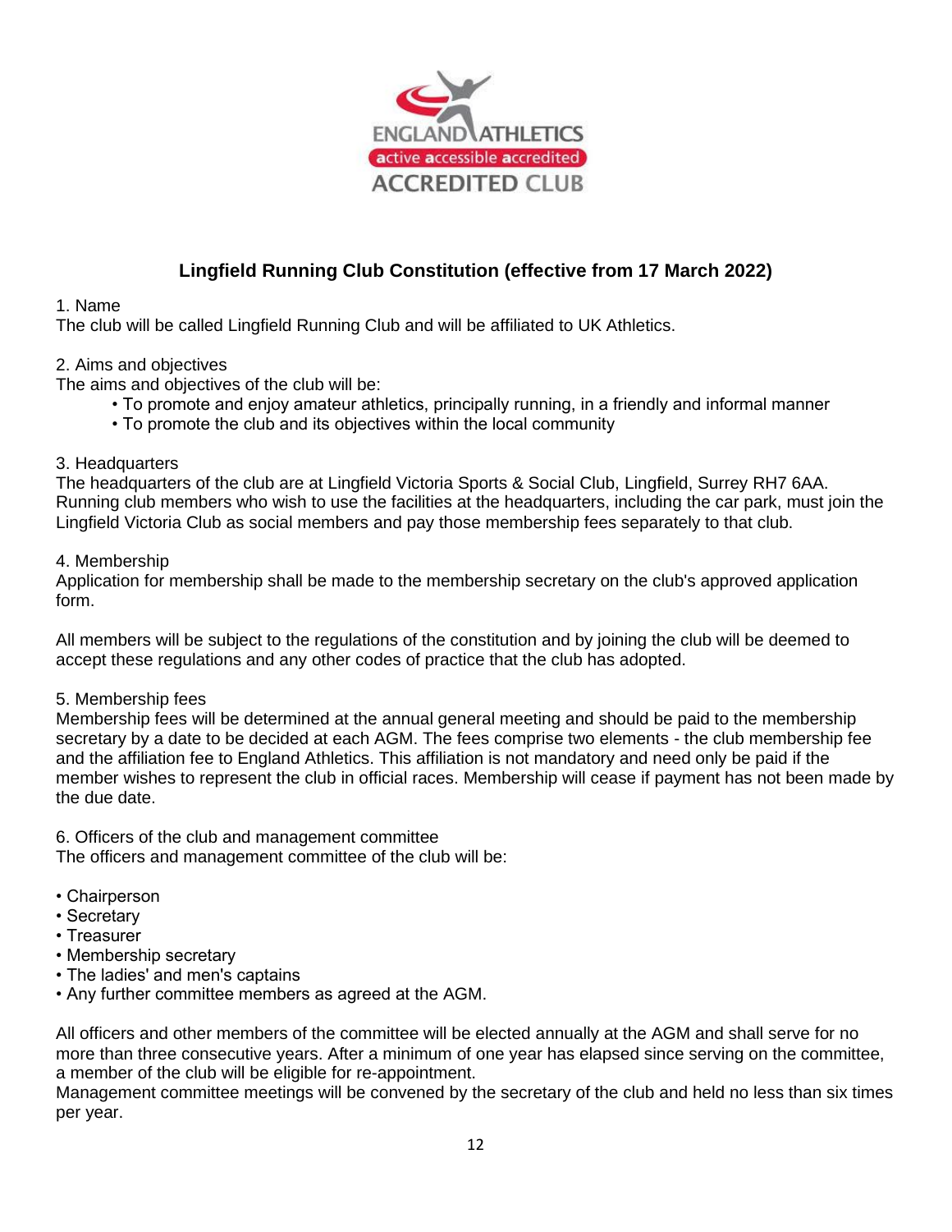# Lingfield Running Club Constitution (effective from 17 March 2022)

1. Name

The club will be called Lingfield Running Club and will be affiliated to UK Athletics.

2. Aims and objectives

The aims and objectives of the club will be:

- To promote and enjoy amateur athletics, principally running, in a friendly and informal manner
- To promote the club and its objectives within the local community

3. Headquarters

The headquarters of the club are at Lingfield Victoria Sports & Social Club, Lingfield, Surrey RH7 6AA. Running club members who wish to use the facilities at the headquarters, including the car park, must join the Lingfield Victoria Club as social members and pay those membership fees separately to that club.

4. Membership

Application for membership shall be made to the membership secretary on the club's approved application form.

All members will be subject to the regulations of the constitution and by joining the club will be deemed to accept these regulations and any other codes of practice that the club has adopted.

5. Membership fees

Membership fees will be determined at the annual general meeting and should be paid to the membership secretary by a date to be decided at each AGM. The fees comprise two elements - the club membership fee and the affiliation fee to England Athletics. This affiliation is not mandatory and need only be paid if the member wishes to represent the club in official races. Membership will cease if payment has not been made by the due date.

6. Officers of the club and management committee

The officers and management committee of the club will be:

- Chairperson
- Secretary
- Treasurer
- Membership secretary
- The ladies' and men's captains
- Any further committee members as agreed at the AGM.

All officers and other members of the committee will be elected annually at the AGM and shall serve for no more than three consecutive years. After a minimum of one year has elapsed since serving on the committee, a member of the club will be eligible for re-appointment.

Management committee meetings will be convened by the secretary of the club and held no less than six times per year.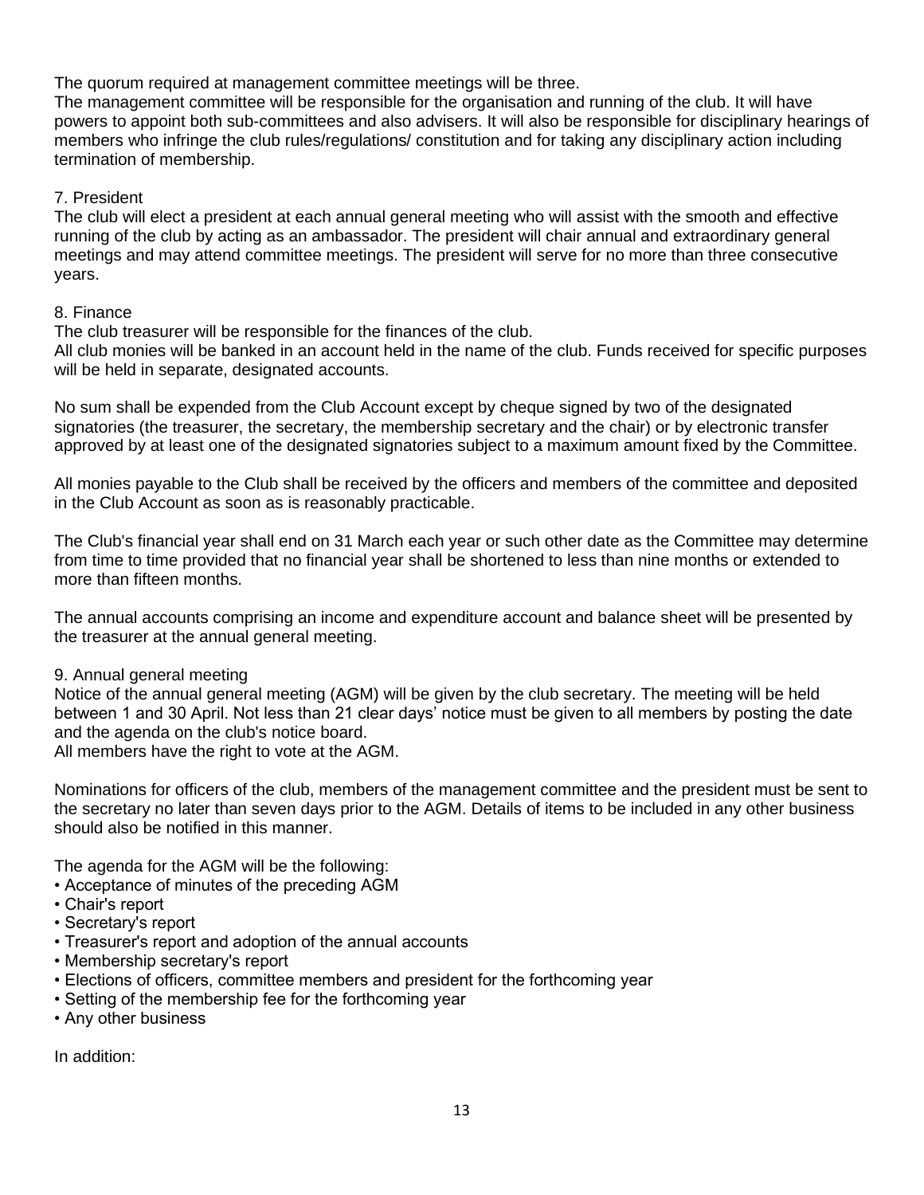The quorum required at management committee meetings will be three.
The management committee will be responsible for the organisation and running of the club. It will have powers to appoint both sub-committees and also advisers. It will also be responsible for disciplinary hearings of members who infringe the club rules/regulations/ constitution and for taking any disciplinary action including termination of membership.

## 7. President

The club will elect a president at each annual general meeting who will assist with the smooth and effective running of the club by acting as an ambassador. The president will chair annual and extraordinary general meetings and may attend committee meetings. The president will serve for no more than three consecutive years.

## 8. Finance

The club treasurer will be responsible for the finances of the club.
All club monies will be banked in an account held in the name of the club. Funds received for specific purposes will be held in separate, designated accounts.

No sum shall be expended from the Club Account except by cheque signed by two of the designated signatories (the treasurer, the secretary, the membership secretary and the chair) or by electronic transfer approved by at least one of the designated signatories subject to a maximum amount fixed by the Committee.

All monies payable to the Club shall be received by the officers and members of the committee and deposited in the Club Account as soon as is reasonably practicable.

The Club's financial year shall end on 31 March each year or such other date as the Committee may determine from time to time provided that no financial year shall be shortened to less than nine months or extended to more than fifteen months.

The annual accounts comprising an income and expenditure account and balance sheet will be presented by the treasurer at the annual general meeting.

## 9. Annual general meeting

Notice of the annual general meeting (AGM) will be given by the club secretary. The meeting will be held between 1 and 30 April. Not less than 21 clear days' notice must be given to all members by posting the date and the agenda on the club's notice board.
All members have the right to vote at the AGM.

Nominations for officers of the club, members of the management committee and the president must be sent to the secretary no later than seven days prior to the AGM. Details of items to be included in any other business should also be notified in this manner.

The agenda for the AGM will be the following:

- Acceptance of minutes of the preceding AGM
- Chair's report
- Secretary's report
- Treasurer's report and adoption of the annual accounts
- Membership secretary's report
- Elections of officers, committee members and president for the forthcoming year
- Setting of the membership fee for the forthcoming year
- Any other business

In addition: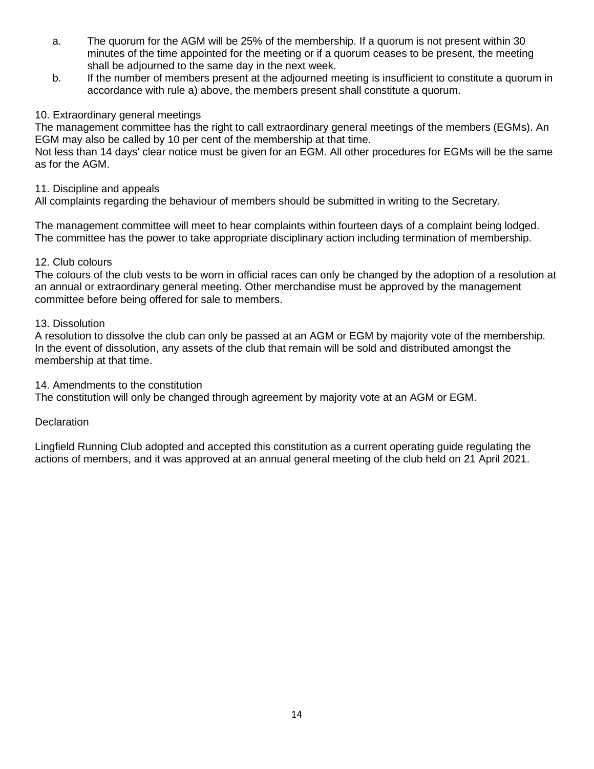a. The quorum for the AGM will be 25% of the membership. If a quorum is not present within 30 minutes of the time appointed for the meeting or if a quorum ceases to be present, the meeting shall be adjourned to the same day in the next week.
b. If the number of members present at the adjourned meeting is insufficient to constitute a quorum in accordance with rule a) above, the members present shall constitute a quorum.

10. Extraordinary general meetings
The management committee has the right to call extraordinary general meetings of the members (EGMs). An EGM may also be called by 10 per cent of the membership at that time.
Not less than 14 days' clear notice must be given for an EGM. All other procedures for EGMs will be the same as for the AGM.

11. Discipline and appeals
All complaints regarding the behaviour of members should be submitted in writing to the Secretary.

The management committee will meet to hear complaints within fourteen days of a complaint being lodged. The committee has the power to take appropriate disciplinary action including termination of membership.

12. Club colours
The colours of the club vests to be worn in official races can only be changed by the adoption of a resolution at an annual or extraordinary general meeting. Other merchandise must be approved by the management committee before being offered for sale to members.

13. Dissolution
A resolution to dissolve the club can only be passed at an AGM or EGM by majority vote of the membership. In the event of dissolution, any assets of the club that remain will be sold and distributed amongst the membership at that time.

14. Amendments to the constitution
The constitution will only be changed through agreement by majority vote at an AGM or EGM.

Declaration

Lingfield Running Club adopted and accepted this constitution as a current operating guide regulating the actions of members, and it was approved at an annual general meeting of the club held on 21 April 2021.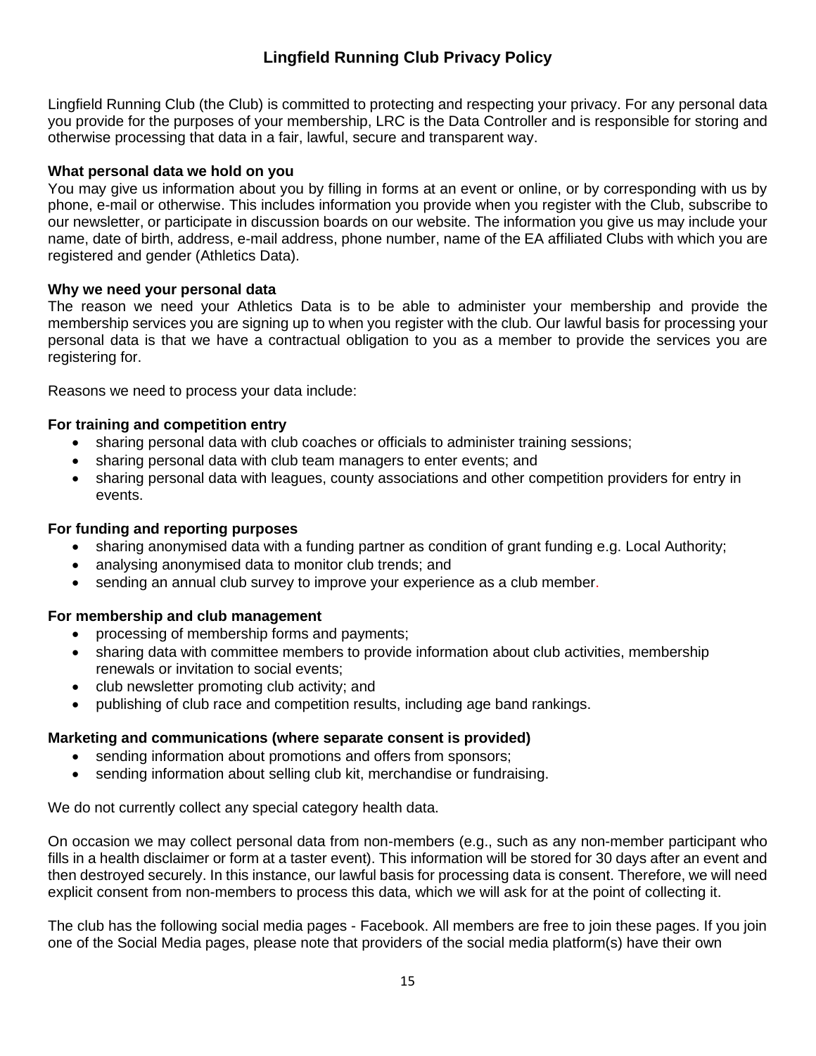# Lingfield Running Club Privacy Policy

Lingfield Running Club (the Club) is committed to protecting and respecting your privacy. For any personal data you provide for the purposes of your membership, LRC is the Data Controller and is responsible for storing and otherwise processing that data in a fair, lawful, secure and transparent way.

**What personal data we hold on you**

You may give us information about you by filling in forms at an event or online, or by corresponding with us by phone, e-mail or otherwise. This includes information you provide when you register with the Club, subscribe to our newsletter, or participate in discussion boards on our website. The information you give us may include your name, date of birth, address, e-mail address, phone number, name of the EA affiliated Clubs with which you are registered and gender (Athletics Data).

**Why we need your personal data**

The reason we need your Athletics Data is to be able to administer your membership and provide the membership services you are signing up to when you register with the club. Our lawful basis for processing your personal data is that we have a contractual obligation to you as a member to provide the services you are registering for.

Reasons we need to process your data include:

**For training and competition entry**

- sharing personal data with club coaches or officials to administer training sessions;
- sharing personal data with club team managers to enter events; and
- sharing personal data with leagues, county associations and other competition providers for entry in events.

**For funding and reporting purposes**

- sharing anonymised data with a funding partner as condition of grant funding e.g. Local Authority;
- analysing anonymised data to monitor club trends; and
- sending an annual club survey to improve your experience as a club member.

**For membership and club management**

- processing of membership forms and payments;
- sharing data with committee members to provide information about club activities, membership renewals or invitation to social events;
- club newsletter promoting club activity; and
- publishing of club race and competition results, including age band rankings.

**Marketing and communications (where separate consent is provided)**

- sending information about promotions and offers from sponsors;
- sending information about selling club kit, merchandise or fundraising.

We do not currently collect any special category health data.

On occasion we may collect personal data from non-members (e.g., such as any non-member participant who fills in a health disclaimer or form at a taster event). This information will be stored for 30 days after an event and then destroyed securely. In this instance, our lawful basis for processing data is consent. Therefore, we will need explicit consent from non-members to process this data, which we will ask for at the point of collecting it.

The club has the following social media pages - Facebook. All members are free to join these pages. If you join one of the Social Media pages, please note that providers of the social media platform(s) have their own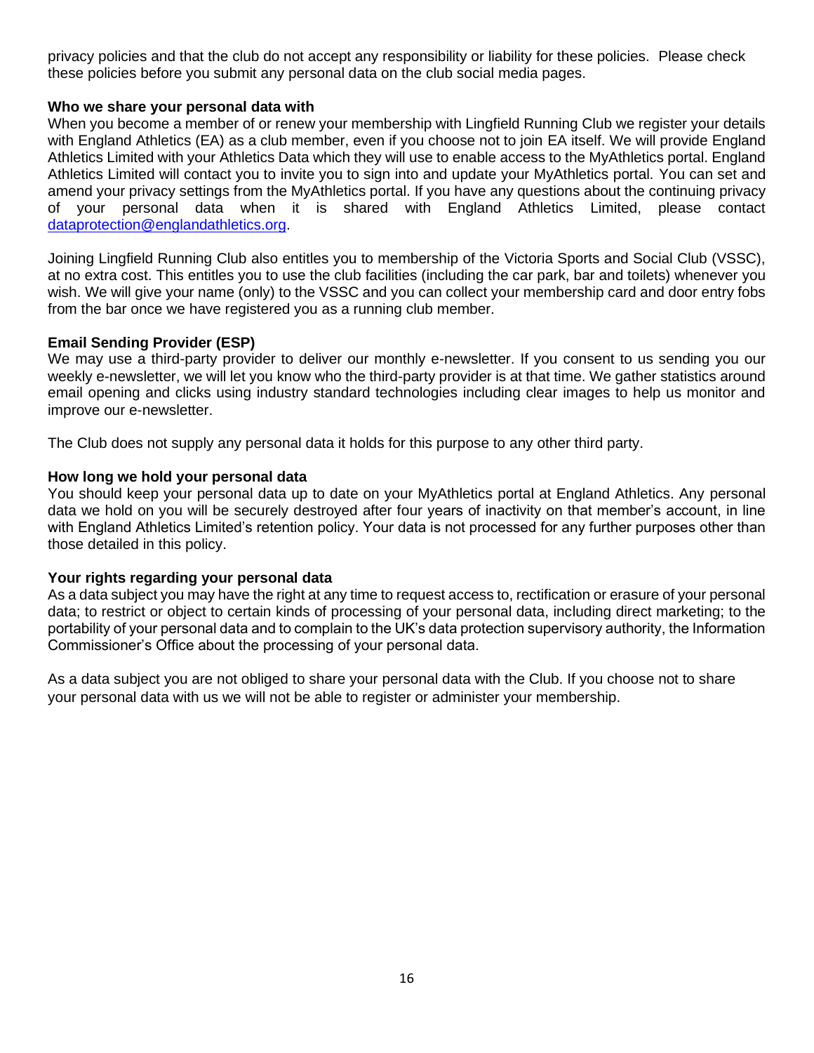privacy policies and that the club do not accept any responsibility or liability for these policies. Please check these policies before you submit any personal data on the club social media pages.

**Who we share your personal data with**

When you become a member of or renew your membership with Lingfield Running Club we register your details with England Athletics (EA) as a club member, even if you choose not to join EA itself. We will provide England Athletics Limited with your Athletics Data which they will use to enable access to the MyAthletics portal. England Athletics Limited will contact you to invite you to sign into and update your MyAthletics portal. You can set and amend your privacy settings from the MyAthletics portal. If you have any questions about the continuing privacy of your personal data when it is shared with England Athletics Limited, please contact [dataprotection@englandathletics.org](mailto:dataprotection@englandathletics.org).

Joining Lingfield Running Club also entitles you to membership of the Victoria Sports and Social Club (VSSC), at no extra cost. This entitles you to use the club facilities (including the car park, bar and toilets) whenever you wish. We will give your name (only) to the VSSC and you can collect your membership card and door entry fobs from the bar once we have registered you as a running club member.

**Email Sending Provider (ESP)**

We may use a third-party provider to deliver our monthly e-newsletter. If you consent to us sending you our weekly e-newsletter, we will let you know who the third-party provider is at that time. We gather statistics around email opening and clicks using industry standard technologies including clear images to help us monitor and improve our e-newsletter.

The Club does not supply any personal data it holds for this purpose to any other third party.

**How long we hold your personal data**

You should keep your personal data up to date on your MyAthletics portal at England Athletics. Any personal data we hold on you will be securely destroyed after four years of inactivity on that member's account, in line with England Athletics Limited's retention policy. Your data is not processed for any further purposes other than those detailed in this policy.

**Your rights regarding your personal data**

As a data subject you may have the right at any time to request access to, rectification or erasure of your personal data; to restrict or object to certain kinds of processing of your personal data, including direct marketing; to the portability of your personal data and to complain to the UK's data protection supervisory authority, the Information Commissioner's Office about the processing of your personal data.

As a data subject you are not obliged to share your personal data with the Club. If you choose not to share your personal data with us we will not be able to register or administer your membership.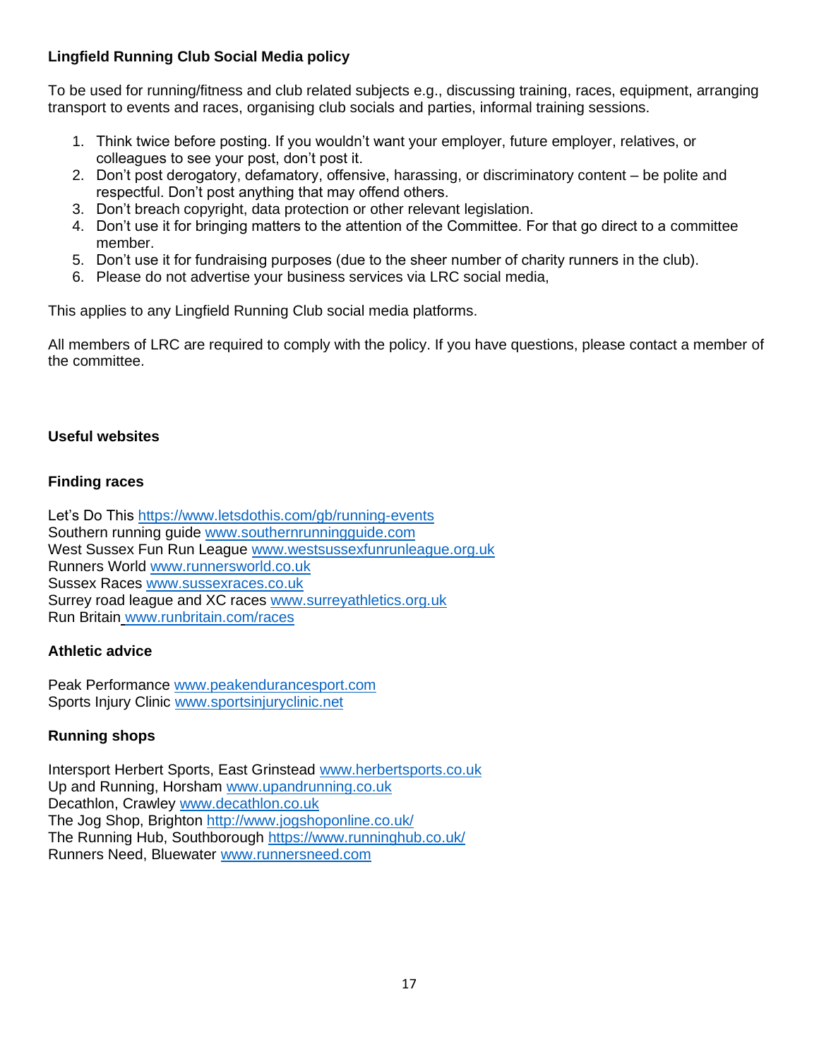**Lingfield Running Club Social Media policy**

To be used for running/fitness and club related subjects e.g., discussing training, races, equipment, arranging transport to events and races, organising club socials and parties, informal training sessions.

1. Think twice before posting. If you wouldn't want your employer, future employer, relatives, or colleagues to see your post, don't post it.
2. Don't post derogatory, defamatory, offensive, harassing, or discriminatory content – be polite and respectful. Don't post anything that may offend others.
3. Don't breach copyright, data protection or other relevant legislation.
4. Don't use it for bringing matters to the attention of the Committee. For that go direct to a committee member.
5. Don't use it for fundraising purposes (due to the sheer number of charity runners in the club).
6. Please do not advertise your business services via LRC social media,

This applies to any Lingfield Running Club social media platforms.

All members of LRC are required to comply with the policy. If you have questions, please contact a member of the committee.

**Useful websites**

**Finding races**

Let's Do This https://www.letsdothis.com/gb/running-events
Southern running guide www.southernrunningguide.com
West Sussex Fun Run League www.westsussexfunrunleague.org.uk
Runners World www.runnersworld.co.uk
Sussex Races www.sussexraces.co.uk
Surrey road league and XC races www.surreyathletics.org.uk
Run Britain www.runbritain.com/races

**Athletic advice**

Peak Performance www.peakendurancesport.com
Sports Injury Clinic www.sportsinjuryclinic.net

**Running shops**

Intersport Herbert Sports, East Grinstead www.herbertsports.co.uk
Up and Running, Horsham www.upandrunning.co.uk
Decathlon, Crawley www.decathlon.co.uk
The Jog Shop, Brighton http://www.jogshoponline.co.uk/
The Running Hub, Southborough https://www.runninghub.co.uk/
Runners Need, Bluewater www.runnersneed.com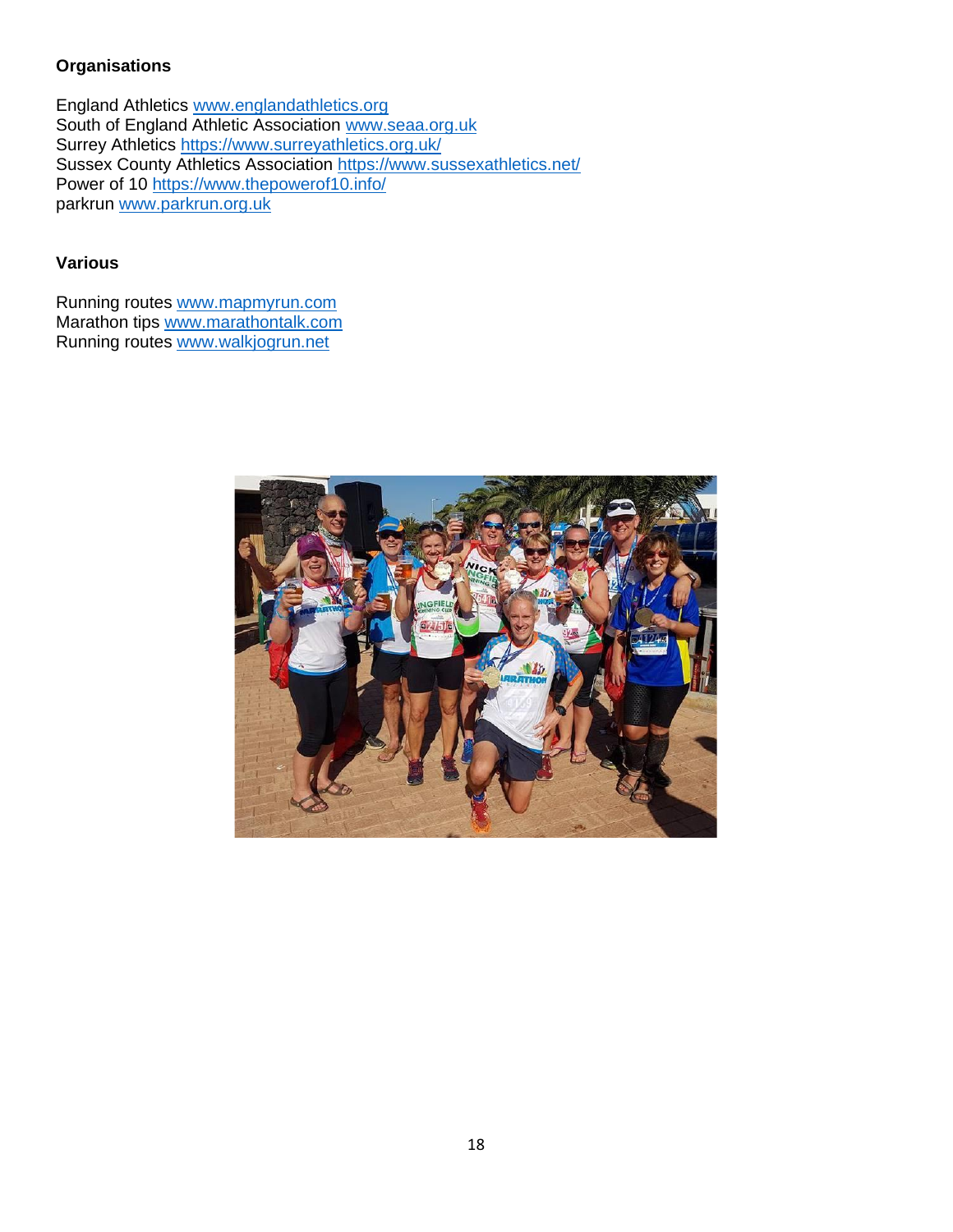**Organisations**

England Athletics www.englandathletics.org
South of England Athletic Association www.seaa.org.uk
Surrey Athletics https://www.surreyathletics.org.uk/
Sussex County Athletics Association https://www.sussexathletics.net/
Power of 10 https://www.thepowerof10.info/
parkrun www.parkrun.org.uk

**Various**

Running routes www.mapmyrun.com
Marathon tips www.marathontalk.com
Running routes www.walkjogrun.net